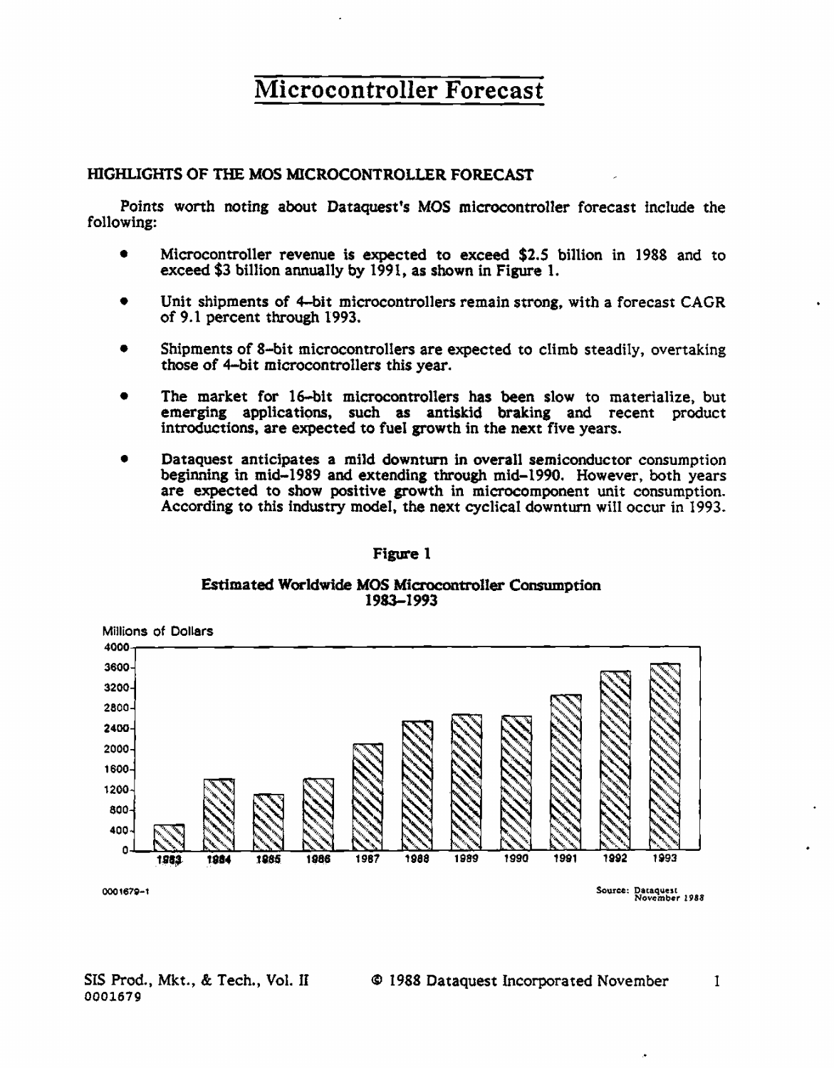# Microcontroller Forecast

## HIGHLIGHTS OF THE MOS MICROCONTROLLER FORECAST

Points worth noting about Dataquest's MOS microcontroller forecast include the following:

- Microcontroller revenue is expected to exceed $2.5 billion in 1988 and to exceed $3 billion annually by 1991, as shown in Figure 1.
- Unit shipments of 4-bit microcontrollers remain strong, with a forecast CAGR of 9.1 percent through 1993.
- Shipments of 8-bit microcontrollers are expected to climb steadily, overtaking those of 4-bit microcontrollers this year.
- The market for 16-bit microcontrollers has been slow to materialize, but emerging applications, such as antiskid braking and recent product introductions, are expected to fuel growth in the next five years.
- Dataquest anticipates a mild downturn in overall semiconductor consumption beginning in mid-1989 and extending through mid-1990. However, both years are expected to show positive growth in microcomponent unit consumption. According to this industry model, the next cyclical downturn will occur in 1993.

**Figure 1**

**Estimated Worldwide MOS Microcontroller Consumption 1983–1993**

Millions of Dollars

0001679-1

Source: Dataquest November 1988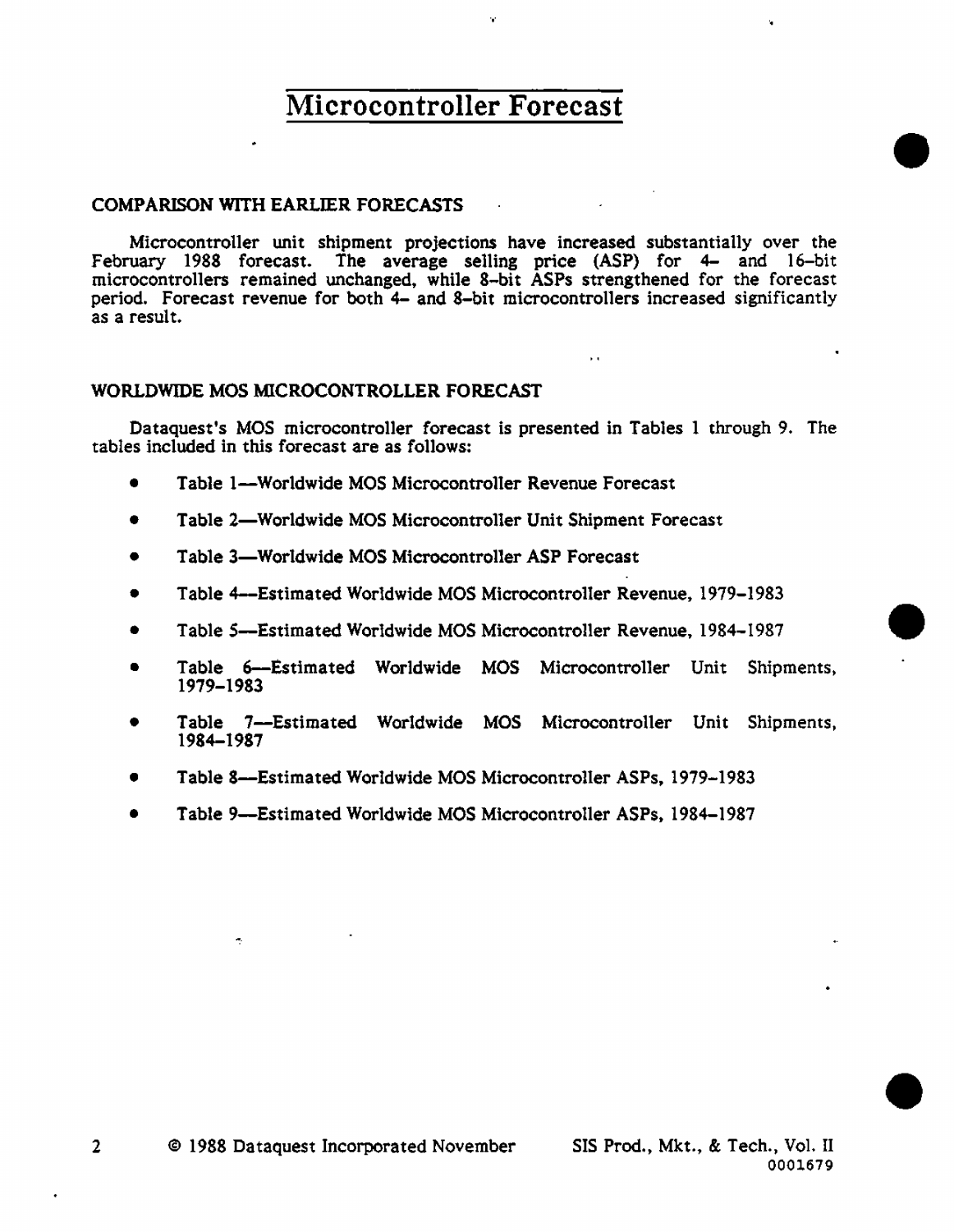# Microcontroller Forecast

## COMPARISON WITH EARLIER FORECASTS

Microcontroller unit shipment projections have increased substantially over the February 1988 forecast. The average selling price (ASP) for 4- and 16-bit microcontrollers remained unchanged, while 8-bit ASPs strengthened for the forecast period. Forecast revenue for both 4- and 8-bit microcontrollers increased significantly as a result.

## WORLDWIDE MOS MICROCONTROLLER FORECAST

Dataquest's MOS microcontroller forecast is presented in Tables 1 through 9. The tables included in this forecast are as follows:

- Table 1—Worldwide MOS Microcontroller Revenue Forecast
- Table 2—Worldwide MOS Microcontroller Unit Shipment Forecast
- Table 3—Worldwide MOS Microcontroller ASP Forecast
- Table 4—Estimated Worldwide MOS Microcontroller Revenue, 1979–1983
- Table 5—Estimated Worldwide MOS Microcontroller Revenue, 1984–1987
- Table 6—Estimated Worldwide MOS Microcontroller Unit Shipments, 1979–1983
- Table 7—Estimated Worldwide MOS Microcontroller Unit Shipments, 1984–1987
- Table 8—Estimated Worldwide MOS Microcontroller ASPs, 1979–1983
- Table 9—Estimated Worldwide MOS Microcontroller ASPs, 1984–1987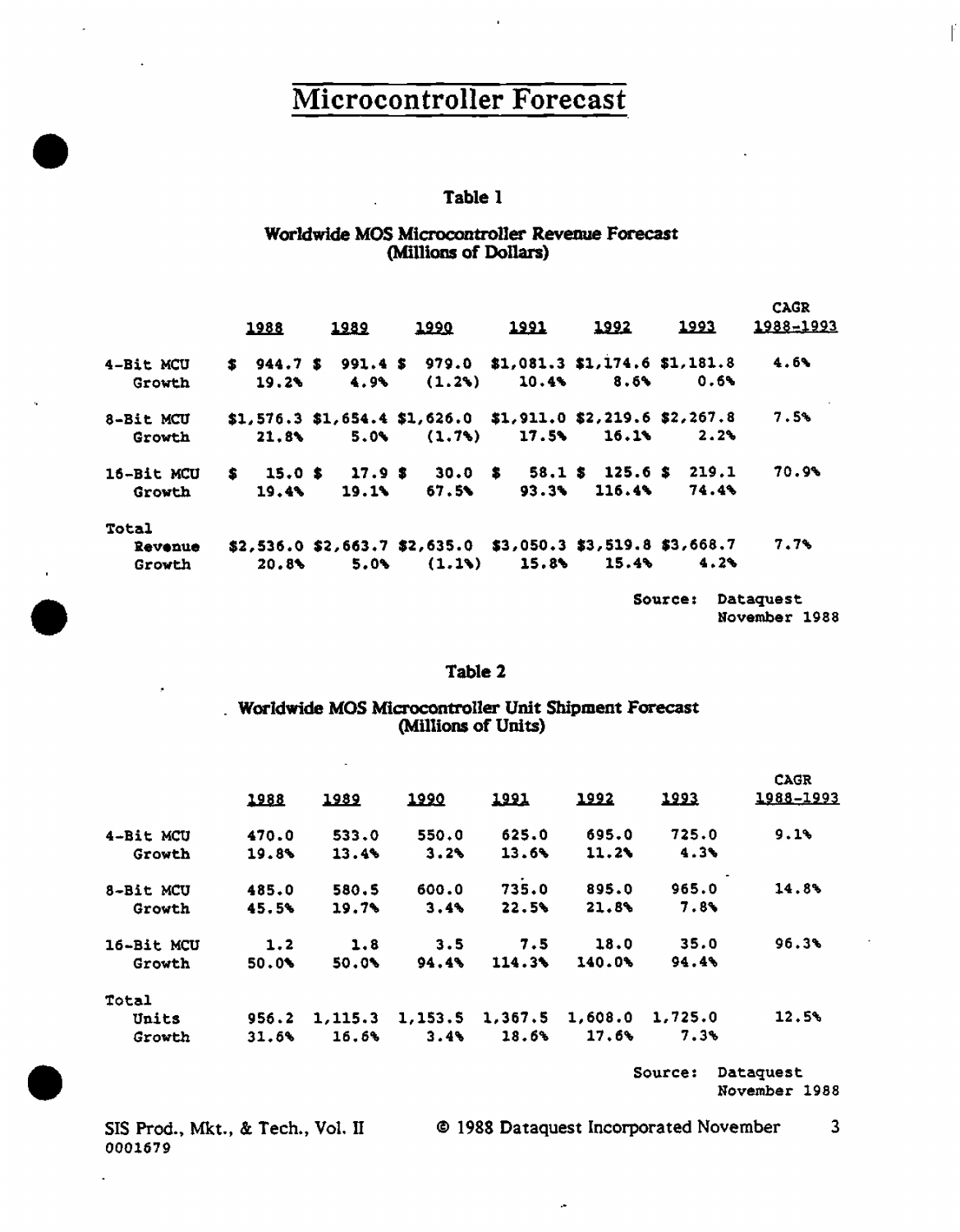# Microcontroller Forecast

**Table 1**

**Worldwide MOS Microcontroller Revenue Forecast (Millions of Dollars)**

| | 1988 | 1989 | 1990 | 1991 | 1992 | 1993 | CAGR 1988-1993 |
|---|---|---|---|---|---|---|---|
| 4-Bit MCU | $ 944.7 | $ 991.4 | $ 979.0 | $1,081.3 | $1,174.6 | $1,181.8 | 4.6% |
| Growth | 19.2% | 4.9% | (1.2%) | 10.4% | 8.6% | 0.6% | |
| 8-Bit MCU | $1,576.3 | $1,654.4 | $1,626.0 | $1,911.0 | $2,219.6 | $2,267.8 | 7.5% |
| Growth | 21.8% | 5.0% | (1.7%) | 17.5% | 16.1% | 2.2% | |
| 16-Bit MCU | $ 15.0 | $ 17.9 | $ 30.0 | $ 58.1 | $ 125.6 | $ 219.1 | 70.9% |
| Growth | 19.4% | 19.1% | 67.5% | 93.3% | 116.4% | 74.4% | |
| Total | | | | | | | |
| Revenue | $2,536.0 | $2,663.7 | $2,635.0 | $3,050.3 | $3,519.8 | $3,668.7 | 7.7% |
| Growth | 20.8% | 5.0% | (1.1%) | 15.8% | 15.4% | 4.2% | |

Source: Dataquest November 1988

**Table 2**

**Worldwide MOS Microcontroller Unit Shipment Forecast (Millions of Units)**

| | 1988 | 1989 | 1990 | 1991 | 1992 | 1993 | CAGR 1988-1993 |
|---|---|---|---|---|---|---|---|
| 4-Bit MCU | 470.0 | 533.0 | 550.0 | 625.0 | 695.0 | 725.0 | 9.1% |
| Growth | 19.8% | 13.4% | 3.2% | 13.6% | 11.2% | 4.3% | |
| 8-Bit MCU | 485.0 | 580.5 | 600.0 | 735.0 | 895.0 | 965.0 | 14.8% |
| Growth | 45.5% | 19.7% | 3.4% | 22.5% | 21.8% | 7.8% | |
| 16-Bit MCU | 1.2 | 1.8 | 3.5 | 7.5 | 18.0 | 35.0 | 96.3% |
| Growth | 50.0% | 50.0% | 94.4% | 114.3% | 140.0% | 94.4% | |
| Total | | | | | | | |
| Units | 956.2 | 1,115.3 | 1,153.5 | 1,367.5 | 1,608.0 | 1,725.0 | 12.5% |
| Growth | 31.6% | 16.6% | 3.4% | 18.6% | 17.6% | 7.3% | |

Source: Dataquest November 1988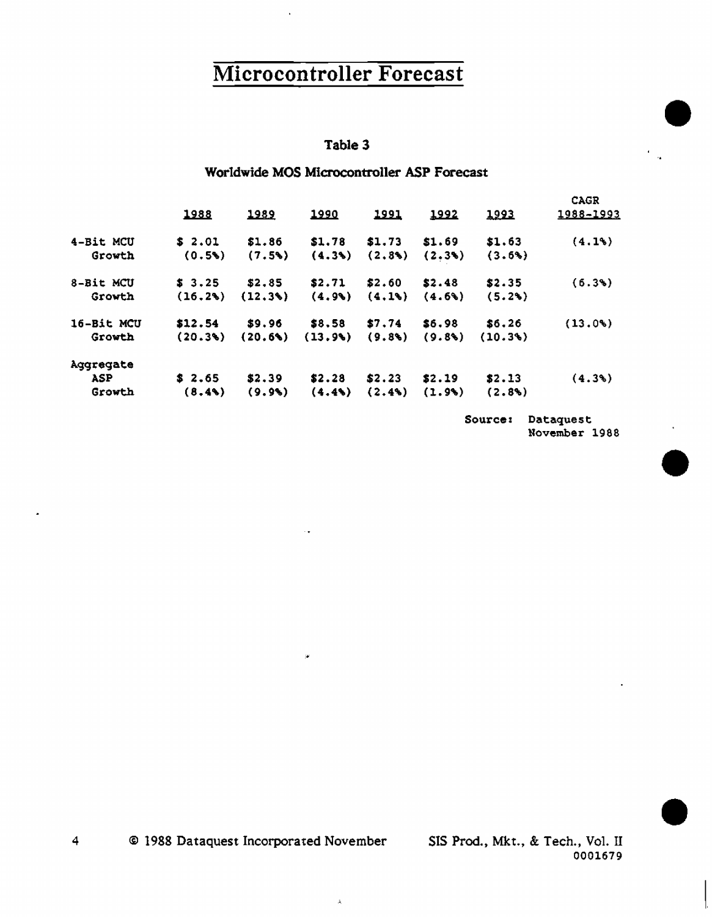# Microcontroller Forecast

### Table 3

### Worldwide MOS Microcontroller ASP Forecast

| | 1988 | 1989 | 1990 | 1991 | 1992 | 1993 | CAGR 1988-1993 |
|---|---|---|---|---|---|---|---|
| 4-Bit MCU | $ 2.01 | $1.86 | $1.78 | $1.73 | $1.69 | $1.63 | (4.1%) |
| Growth | (0.5%) | (7.5%) | (4.3%) | (2.8%) | (2.3%) | (3.6%) | |
| 8-Bit MCU | $ 3.25 | $2.85 | $2.71 | $2.60 | $2.48 | $2.35 | (6.3%) |
| Growth | (16.2%) | (12.3%) | (4.9%) | (4.1%) | (4.6%) | (5.2%) | |
| 16-Bit MCU | $12.54 | $9.96 | $8.58 | $7.74 | $6.98 | $6.26 | (13.0%) |
| Growth | (20.3%) | (20.6%) | (13.9%) | (9.8%) | (9.8%) | (10.3%) | |
| Aggregate ASP | $ 2.65 | $2.39 | $2.28 | $2.23 | $2.19 | $2.13 | (4.3%) |
| Growth | (8.4%) | (9.9%) | (4.4%) | (2.4%) | (1.9%) | (2.8%) | |

Source: Dataquest November 1988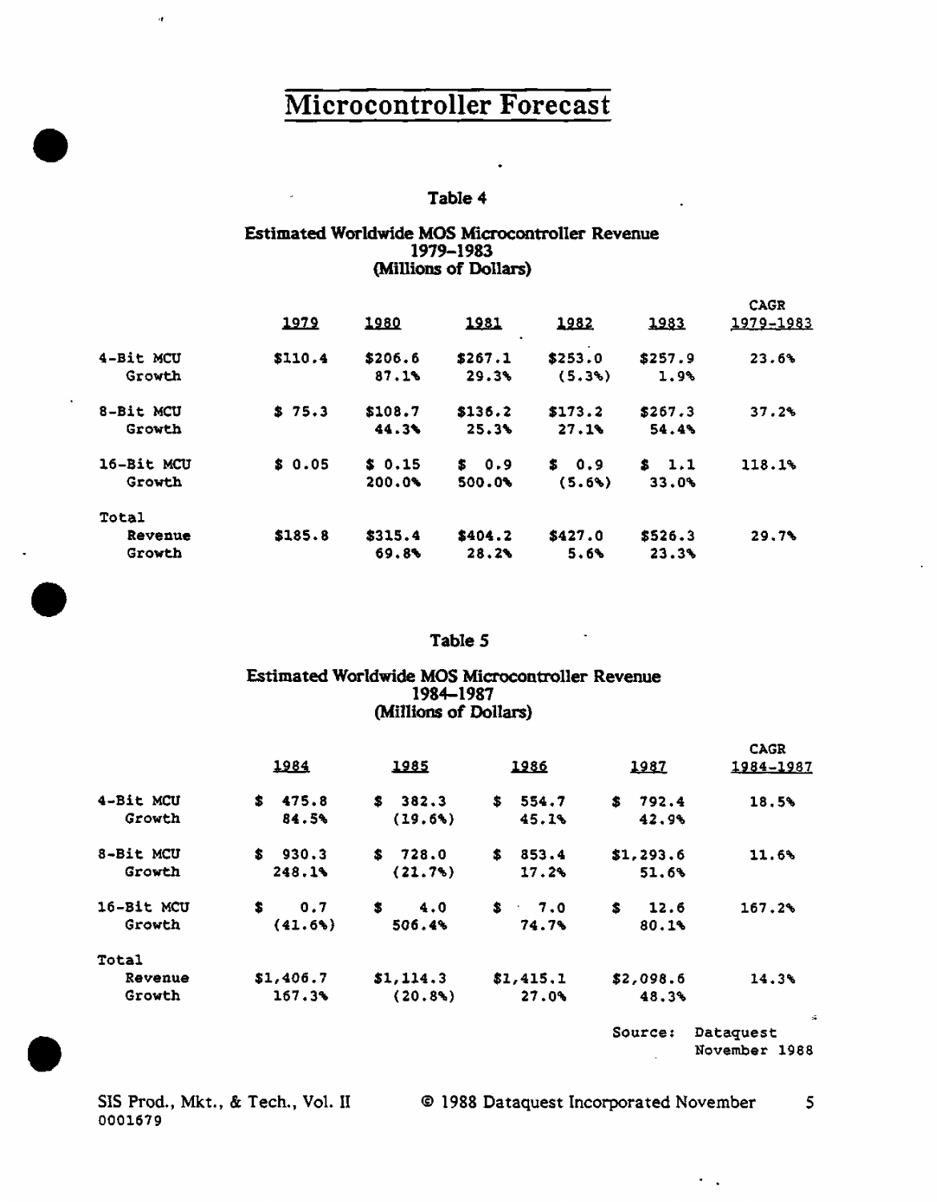# Microcontroller Forecast

### Table 4

**Estimated Worldwide MOS Microcontroller Revenue 1979–1983 (Millions of Dollars)**

| | 1979 | 1980 | 1981 | 1982 | 1983 | CAGR 1979–1983 |
|---|---|---|---|---|---|---|
| 4-Bit MCU | $110.4 | $206.6 | $267.1 | $253.0 | $257.9 | 23.6% |
| Growth | | 87.1% | 29.3% | (5.3%) | 1.9% | |
| 8-Bit MCU | $ 75.3 | $108.7 | $136.2 | $173.2 | $267.3 | 37.2% |
| Growth | | 44.3% | 25.3% | 27.1% | 54.4% | |
| 16-Bit MCU | $ 0.05 | $ 0.15 | $ 0.9 | $ 0.9 | $ 1.1 | 118.1% |
| Growth | | 200.0% | 500.0% | (5.6%) | 33.0% | |
| Total | | | | | | |
| Revenue | $185.8 | $315.4 | $404.2 | $427.0 | $526.3 | 29.7% |
| Growth | | 69.8% | 28.2% | 5.6% | 23.3% | |

### Table 5

**Estimated Worldwide MOS Microcontroller Revenue 1984–1987 (Millions of Dollars)**

| | 1984 | 1985 | 1986 | 1987 | CAGR 1984–1987 |
|---|---|---|---|---|---|
| 4-Bit MCU | $ 475.8 | $ 382.3 | $ 554.7 | $ 792.4 | 18.5% |
| Growth | 84.5% | (19.6%) | 45.1% | 42.9% | |
| 8-Bit MCU | $ 930.3 | $ 728.0 | $ 853.4 | $1,293.6 | 11.6% |
| Growth | 248.1% | (21.7%) | 17.2% | 51.6% | |
| 16-Bit MCU | $ 0.7 | $ 4.0 | $ 7.0 | $ 12.6 | 167.2% |
| Growth | (41.6%) | 506.4% | 74.7% | 80.1% | |
| Total | | | | | |
| Revenue | $1,406.7 | $1,114.3 | $1,415.1 | $2,098.6 | 14.3% |
| Growth | 167.3% | (20.8%) | 27.0% | 48.3% | |

Source: Dataquest November 1988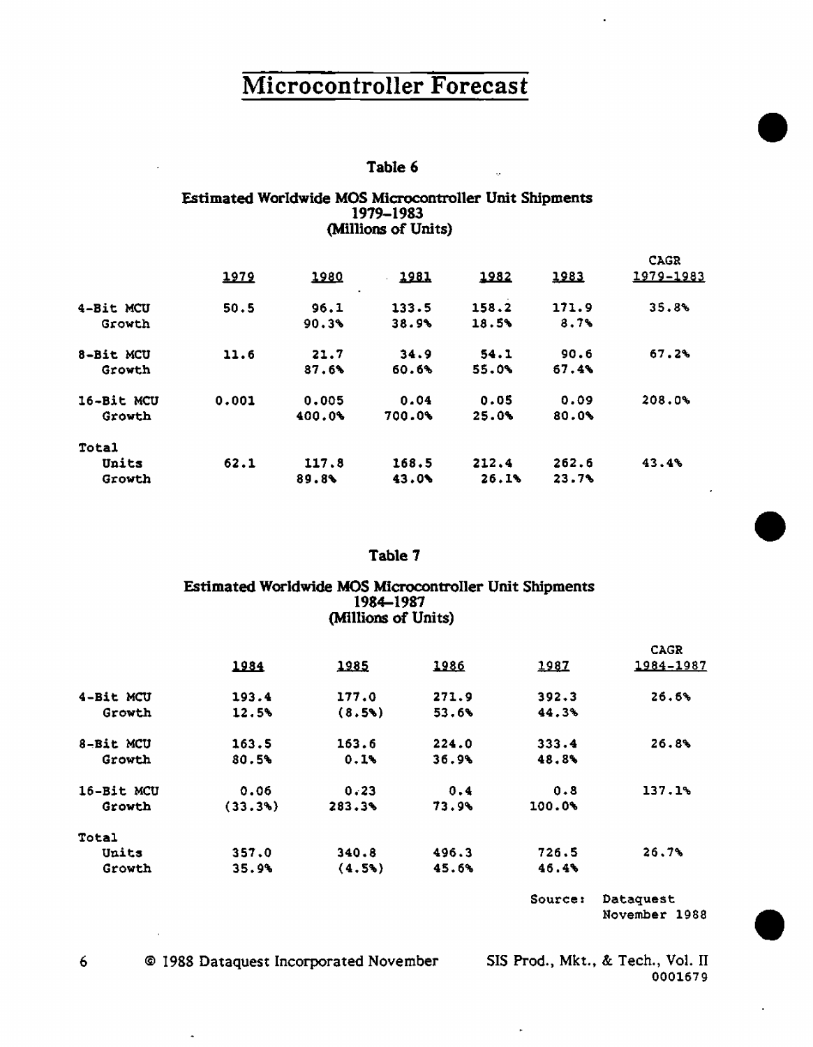# Microcontroller Forecast

**Table 6**

**Estimated Worldwide MOS Microcontroller Unit Shipments 1979–1983 (Millions of Units)**

| | 1979 | 1980 | 1981 | 1982 | 1983 | CAGR 1979-1983 |
|---|---|---|---|---|---|---|
| 4-Bit MCU | 50.5 | 96.1 | 133.5 | 158.2 | 171.9 | 35.8% |
| Growth | | 90.3% | 38.9% | 18.5% | 8.7% | |
| 8-Bit MCU | 11.6 | 21.7 | 34.9 | 54.1 | 90.6 | 67.2% |
| Growth | | 87.6% | 60.6% | 55.0% | 67.4% | |
| 16-Bit MCU | 0.001 | 0.005 | 0.04 | 0.05 | 0.09 | 208.0% |
| Growth | | 400.0% | 700.0% | 25.0% | 80.0% | |
| Total | | | | | | |
| Units | 62.1 | 117.8 | 168.5 | 212.4 | 262.6 | 43.4% |
| Growth | | 89.8% | 43.0% | 26.1% | 23.7% | |

**Table 7**

**Estimated Worldwide MOS Microcontroller Unit Shipments 1984–1987 (Millions of Units)**

| | 1984 | 1985 | 1986 | 1987 | CAGR 1984-1987 |
|---|---|---|---|---|---|
| 4-Bit MCU | 193.4 | 177.0 | 271.9 | 392.3 | 26.6% |
| Growth | 12.5% | (8.5%) | 53.6% | 44.3% | |
| 8-Bit MCU | 163.5 | 163.6 | 224.0 | 333.4 | 26.8% |
| Growth | 80.5% | 0.1% | 36.9% | 48.8% | |
| 16-Bit MCU | 0.06 | 0.23 | 0.4 | 0.8 | 137.1% |
| Growth | (33.3%) | 283.3% | 73.9% | 100.0% | |
| Total | | | | | |
| Units | 357.0 | 340.8 | 496.3 | 726.5 | 26.7% |
| Growth | 35.9% | (4.5%) | 45.6% | 46.4% | |

Source: Dataquest November 1988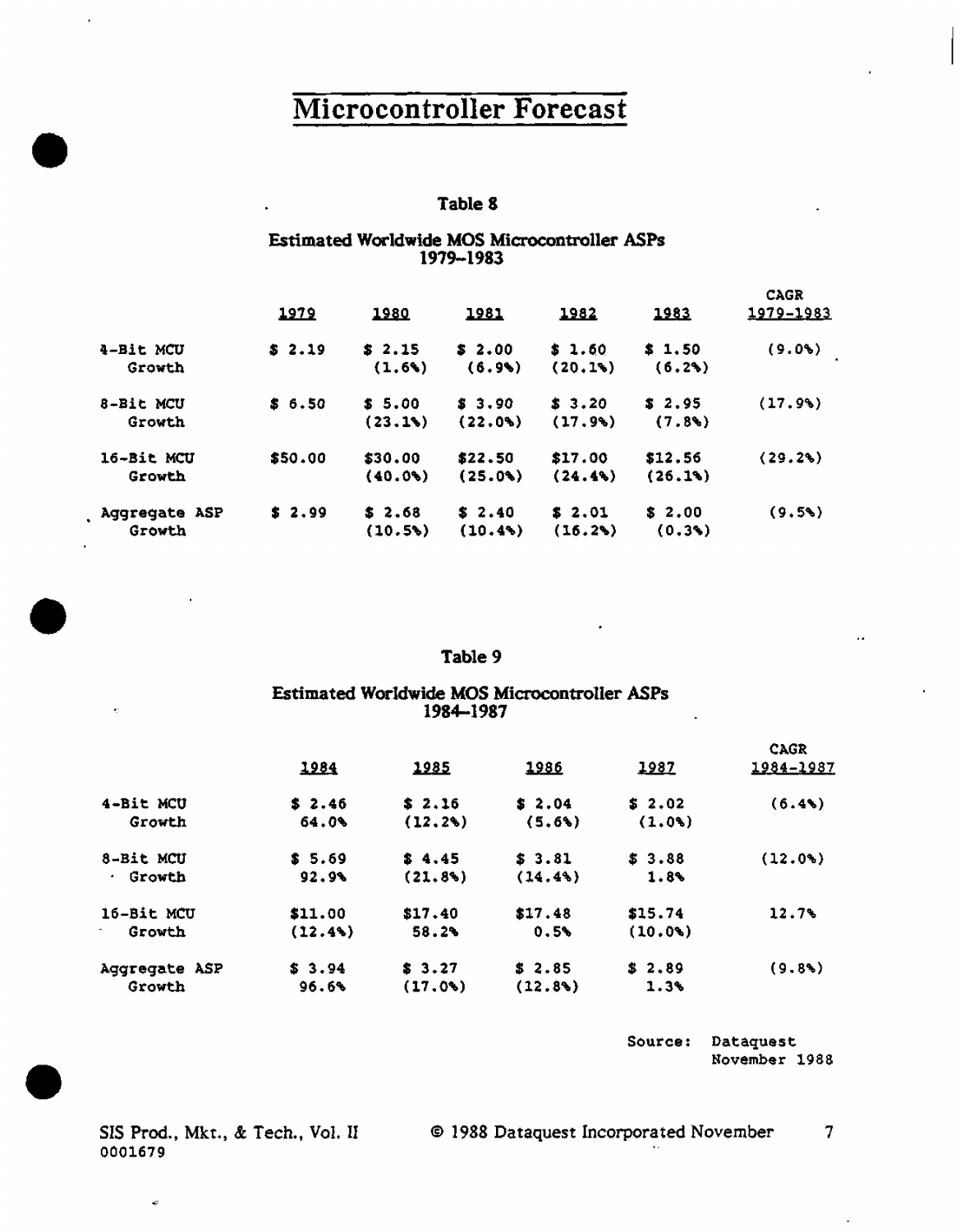# Microcontroller Forecast

### Table 8

**Estimated Worldwide MOS Microcontroller ASPs 1979–1983**

| | 1979 | 1980 | 1981 | 1982 | 1983 | CAGR 1979-1983 |
|---|---|---|---|---|---|---|
| 4-Bit MCU | $ 2.19 | $ 2.15 | $ 2.00 | $ 1.60 | $ 1.50 | (9.0%) |
| Growth | | (1.6%) | (6.9%) | (20.1%) | (6.2%) | |
| 8-Bit MCU | $ 6.50 | $ 5.00 | $ 3.90 | $ 3.20 | $ 2.95 | (17.9%) |
| Growth | | (23.1%) | (22.0%) | (17.9%) | (7.8%) | |
| 16-Bit MCU | $50.00 | $30.00 | $22.50 | $17.00 | $12.56 | (29.2%) |
| Growth | | (40.0%) | (25.0%) | (24.4%) | (26.1%) | |
| Aggregate ASP | $ 2.99 | $ 2.68 | $ 2.40 | $ 2.01 | $ 2.00 | (9.5%) |
| Growth | | (10.5%) | (10.4%) | (16.2%) | (0.3%) | |

### Table 9

**Estimated Worldwide MOS Microcontroller ASPs 1984–1987**

| | 1984 | 1985 | 1986 | 1987 | CAGR 1984-1987 |
|---|---|---|---|---|---|
| 4-Bit MCU | $ 2.46 | $ 2.16 | $ 2.04 | $ 2.02 | (6.4%) |
| Growth | 64.0% | (12.2%) | (5.6%) | (1.0%) | |
| 8-Bit MCU | $ 5.69 | $ 4.45 | $ 3.81 | $ 3.88 | (12.0%) |
| Growth | 92.9% | (21.8%) | (14.4%) | 1.8% | |
| 16-Bit MCU | $11.00 | $17.40 | $17.48 | $15.74 | 12.7% |
| Growth | (12.4%) | 58.2% | 0.5% | (10.0%) | |
| Aggregate ASP | $ 3.94 | $ 3.27 | $ 2.85 | $ 2.89 | (9.8%) |
| Growth | 96.6% | (17.0%) | (12.8%) | 1.3% | |

Source: Dataquest November 1988